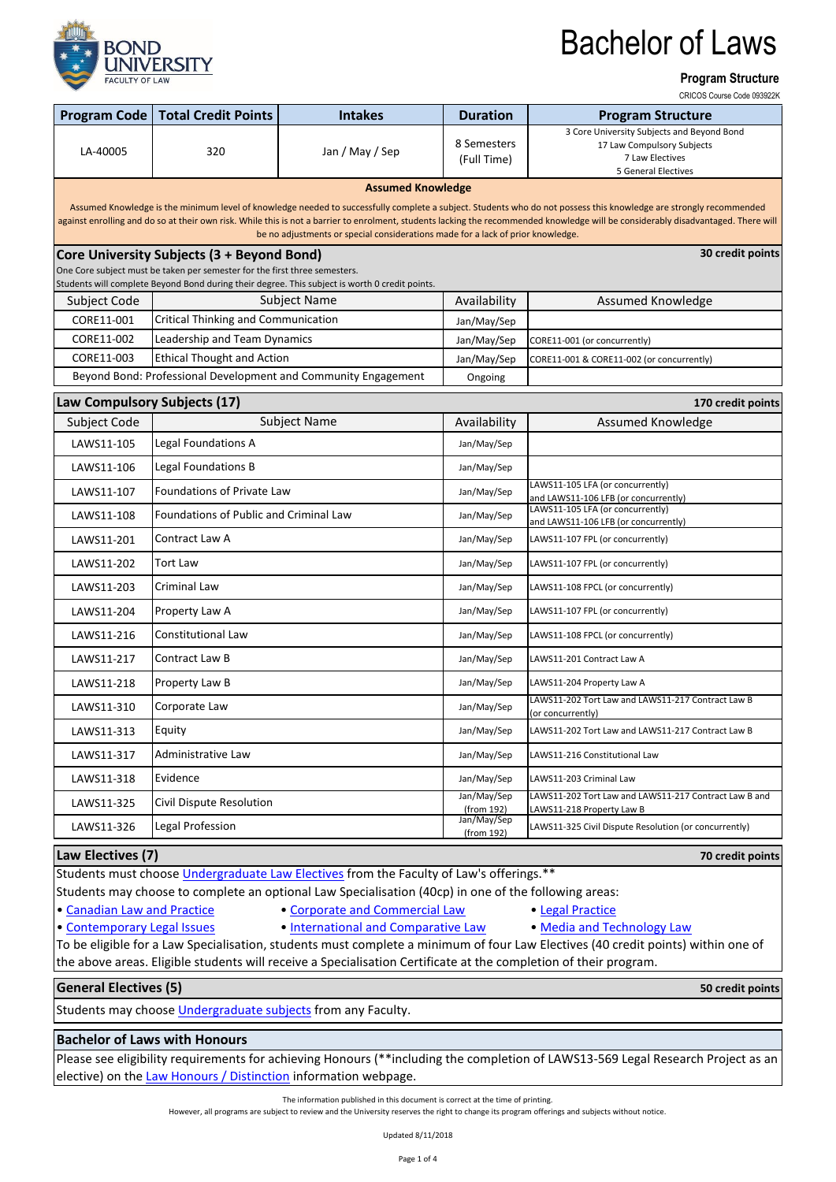BOND UNIVERSITY
FACULTY OF LAW

# Bachelor of Laws

**Program Structure**

CRICOS Course Code 093922K

| Program Code | Total Credit Points | Intakes | Duration | Program Structure |
|---|---|---|---|---|
| LA-40005 | 320 | Jan / May / Sep | 8 Semesters (Full Time) | 3 Core University Subjects and Beyond Bond<br>17 Law Compulsory Subjects<br>7 Law Electives<br>5 General Electives |

**Assumed Knowledge**

Assumed Knowledge is the minimum level of knowledge needed to successfully complete a subject. Students who do not possess this knowledge are strongly recommended against enrolling and do so at their own risk. While this is not a barrier to enrolment, students lacking the recommended knowledge will be considerably disadvantaged. There will be no adjustments or special considerations made for a lack of prior knowledge.

## Core University Subjects (3 + Beyond Bond) — 30 credit points

One Core subject must be taken per semester for the first three semesters.
Students will complete Beyond Bond during their degree. This subject is worth 0 credit points.

| Subject Code | Subject Name | Availability | Assumed Knowledge |
|---|---|---|---|
| CORE11-001 | Critical Thinking and Communication | Jan/May/Sep | |
| CORE11-002 | Leadership and Team Dynamics | Jan/May/Sep | CORE11-001 (or concurrently) |
| CORE11-003 | Ethical Thought and Action | Jan/May/Sep | CORE11-001 & CORE11-002 (or concurrently) |
| Beyond Bond: Professional Development and Community Engagement | | Ongoing | |

## Law Compulsory Subjects (17) — 170 credit points

| Subject Code | Subject Name | Availability | Assumed Knowledge |
|---|---|---|---|
| LAWS11-105 | Legal Foundations A | Jan/May/Sep | |
| LAWS11-106 | Legal Foundations B | Jan/May/Sep | |
| LAWS11-107 | Foundations of Private Law | Jan/May/Sep | LAWS11-105 LFA (or concurrently) and LAWS11-106 LFB (or concurrently) |
| LAWS11-108 | Foundations of Public and Criminal Law | Jan/May/Sep | LAWS11-105 LFA (or concurrently) and LAWS11-106 LFB (or concurrently) |
| LAWS11-201 | Contract Law A | Jan/May/Sep | LAWS11-107 FPL (or concurrently) |
| LAWS11-202 | Tort Law | Jan/May/Sep | LAWS11-107 FPL (or concurrently) |
| LAWS11-203 | Criminal Law | Jan/May/Sep | LAWS11-108 FPCL (or concurrently) |
| LAWS11-204 | Property Law A | Jan/May/Sep | LAWS11-107 FPL (or concurrently) |
| LAWS11-216 | Constitutional Law | Jan/May/Sep | LAWS11-108 FPCL (or concurrently) |
| LAWS11-217 | Contract Law B | Jan/May/Sep | LAWS11-201 Contract Law A |
| LAWS11-218 | Property Law B | Jan/May/Sep | LAWS11-204 Property Law A |
| LAWS11-310 | Corporate Law | Jan/May/Sep | LAWS11-202 Tort Law and LAWS11-217 Contract Law B (or concurrently) |
| LAWS11-313 | Equity | Jan/May/Sep | LAWS11-202 Tort Law and LAWS11-217 Contract Law B |
| LAWS11-317 | Administrative Law | Jan/May/Sep | LAWS11-216 Constitutional Law |
| LAWS11-318 | Evidence | Jan/May/Sep | LAWS11-203 Criminal Law |
| LAWS11-325 | Civil Dispute Resolution | Jan/May/Sep (from 192) | LAWS11-202 Tort Law and LAWS11-217 Contract Law B and LAWS11-218 Property Law B |
| LAWS11-326 | Legal Profession | Jan/May/Sep (from 192) | LAWS11-325 Civil Dispute Resolution (or concurrently) |

## Law Electives (7) — 70 credit points

Students must choose Undergraduate Law Electives from the Faculty of Law's offerings.**

Students may choose to complete an optional Law Specialisation (40cp) in one of the following areas:

- Canadian Law and Practice
- Corporate and Commercial Law
- Legal Practice
- Contemporary Legal Issues
- International and Comparative Law
- Media and Technology Law

To be eligible for a Law Specialisation, students must complete a minimum of four Law Electives (40 credit points) within one of the above areas. Eligible students will receive a Specialisation Certificate at the completion of their program.

## General Electives (5) — 50 credit points

Students may choose Undergraduate subjects from any Faculty.

## Bachelor of Laws with Honours

Please see eligibility requirements for achieving Honours (**including the completion of LAWS13-569 Legal Research Project as an elective) on the Law Honours / Distinction information webpage.

The information published in this document is correct at the time of printing.
However, all programs are subject to review and the University reserves the right to change its program offerings and subjects without notice.

Updated 8/11/2018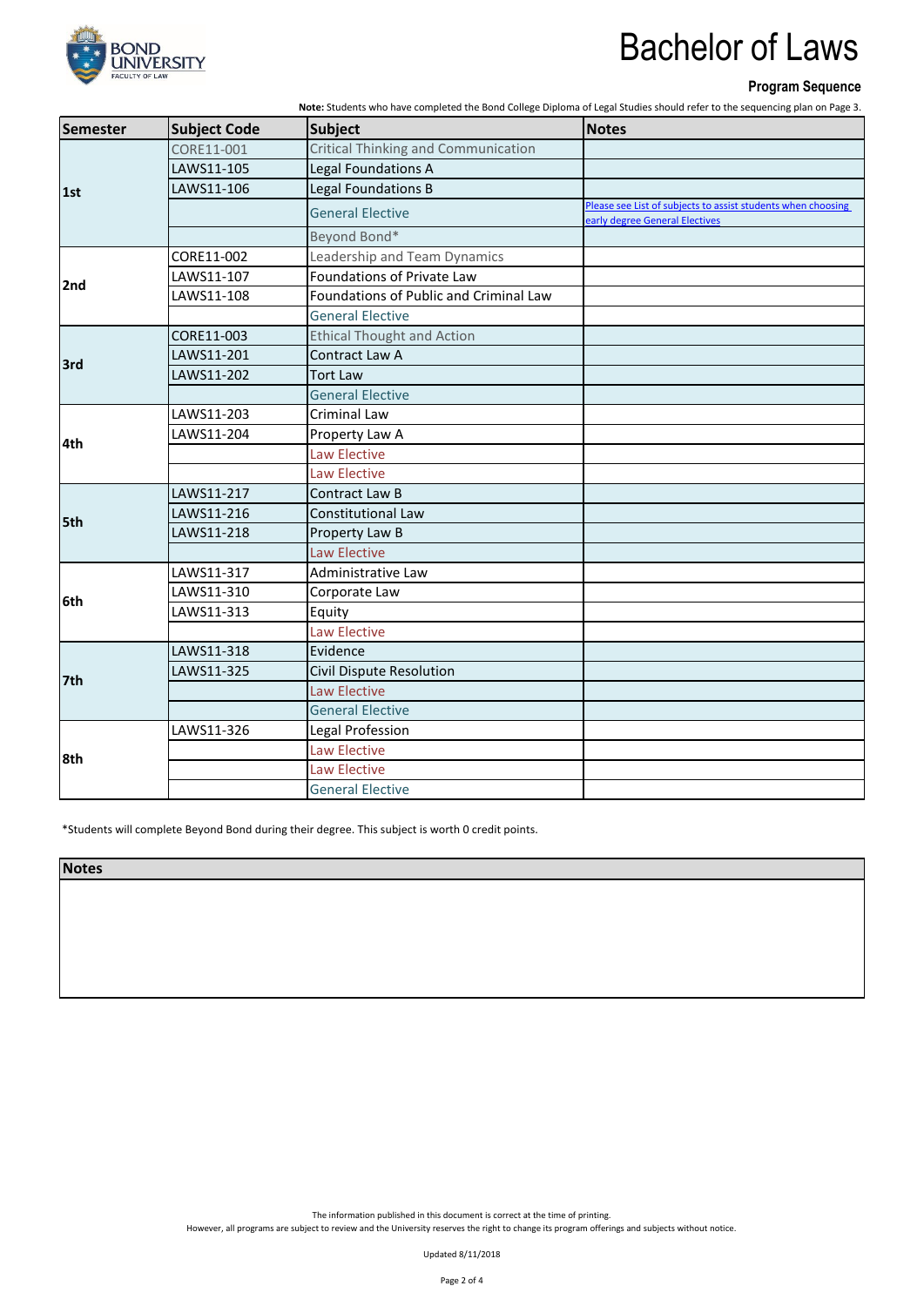# Bachelor of Laws

**Program Sequence**

**Note:** Students who have completed the Bond College Diploma of Legal Studies should refer to the sequencing plan on Page 3.

| Semester | Subject Code | Subject | Notes |
|---|---|---|---|
| 1st | CORE11-001 | Critical Thinking and Communication | |
| | LAWS11-105 | Legal Foundations A | |
| | LAWS11-106 | Legal Foundations B | |
| | | General Elective | Please see List of subjects to assist students when choosing early degree General Electives |
| | | Beyond Bond* | |
| 2nd | CORE11-002 | Leadership and Team Dynamics | |
| | LAWS11-107 | Foundations of Private Law | |
| | LAWS11-108 | Foundations of Public and Criminal Law | |
| | | General Elective | |
| 3rd | CORE11-003 | Ethical Thought and Action | |
| | LAWS11-201 | Contract Law A | |
| | LAWS11-202 | Tort Law | |
| | | General Elective | |
| 4th | LAWS11-203 | Criminal Law | |
| | LAWS11-204 | Property Law A | |
| | | Law Elective | |
| | | Law Elective | |
| 5th | LAWS11-217 | Contract Law B | |
| | LAWS11-216 | Constitutional Law | |
| | LAWS11-218 | Property Law B | |
| | | Law Elective | |
| 6th | LAWS11-317 | Administrative Law | |
| | LAWS11-310 | Corporate Law | |
| | LAWS11-313 | Equity | |
| | | Law Elective | |
| 7th | LAWS11-318 | Evidence | |
| | LAWS11-325 | Civil Dispute Resolution | |
| | | Law Elective | |
| | | General Elective | |
| 8th | LAWS11-326 | Legal Profession | |
| | | Law Elective | |
| | | Law Elective | |
| | | General Elective | |

*Students will complete Beyond Bond during their degree. This subject is worth 0 credit points.

**Notes**

The information published in this document is correct at the time of printing.
However, all programs are subject to review and the University reserves the right to change its program offerings and subjects without notice.

Updated 8/11/2018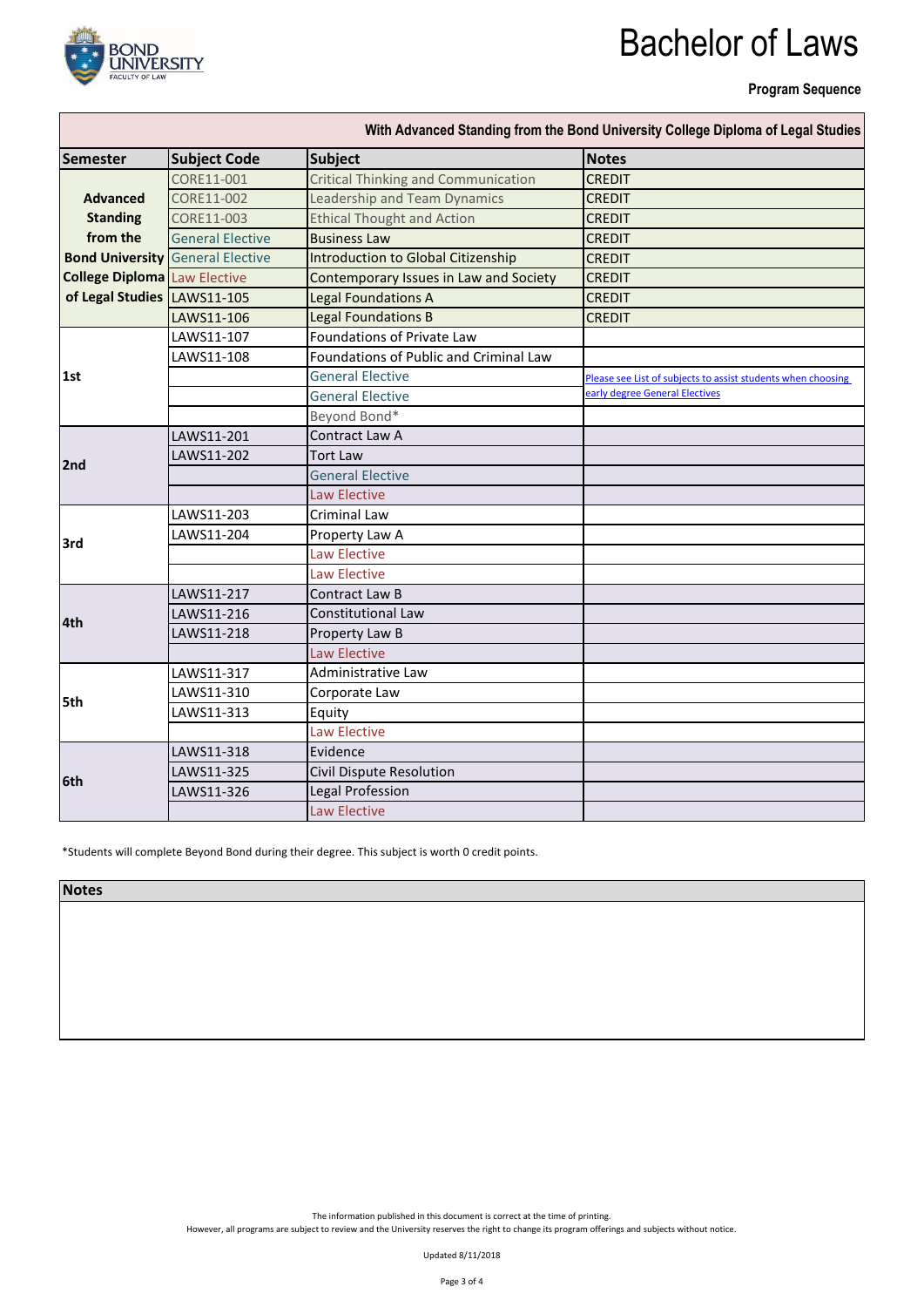# Bachelor of Laws

**Program Sequence**

**With Advanced Standing from the Bond University College Diploma of Legal Studies**

| Semester | Subject Code | Subject | Notes |
| --- | --- | --- | --- |
| Advanced Standing from the Bond University College Diploma of Legal Studies | CORE11-001 | Critical Thinking and Communication | CREDIT |
| | CORE11-002 | Leadership and Team Dynamics | CREDIT |
| | CORE11-003 | Ethical Thought and Action | CREDIT |
| | General Elective | Business Law | CREDIT |
| | General Elective | Introduction to Global Citizenship | CREDIT |
| | Law Elective | Contemporary Issues in Law and Society | CREDIT |
| | LAWS11-105 | Legal Foundations A | CREDIT |
| | LAWS11-106 | Legal Foundations B | CREDIT |
| 1st | LAWS11-107 | Foundations of Private Law | |
| | LAWS11-108 | Foundations of Public and Criminal Law | |
| | | General Elective | Please see List of subjects to assist students when choosing early degree General Electives |
| | | General Elective | |
| | | Beyond Bond* | |
| 2nd | LAWS11-201 | Contract Law A | |
| | LAWS11-202 | Tort Law | |
| | | General Elective | |
| | | Law Elective | |
| 3rd | LAWS11-203 | Criminal Law | |
| | LAWS11-204 | Property Law A | |
| | | Law Elective | |
| | | Law Elective | |
| 4th | LAWS11-217 | Contract Law B | |
| | LAWS11-216 | Constitutional Law | |
| | LAWS11-218 | Property Law B | |
| | | Law Elective | |
| 5th | LAWS11-317 | Administrative Law | |
| | LAWS11-310 | Corporate Law | |
| | LAWS11-313 | Equity | |
| | | Law Elective | |
| 6th | LAWS11-318 | Evidence | |
| | LAWS11-325 | Civil Dispute Resolution | |
| | LAWS11-326 | Legal Profession | |
| | | Law Elective | |

*Students will complete Beyond Bond during their degree. This subject is worth 0 credit points.

| Notes |
| --- |
| |

The information published in this document is correct at the time of printing.
However, all programs are subject to review and the University reserves the right to change its program offerings and subjects without notice.

Updated 8/11/2018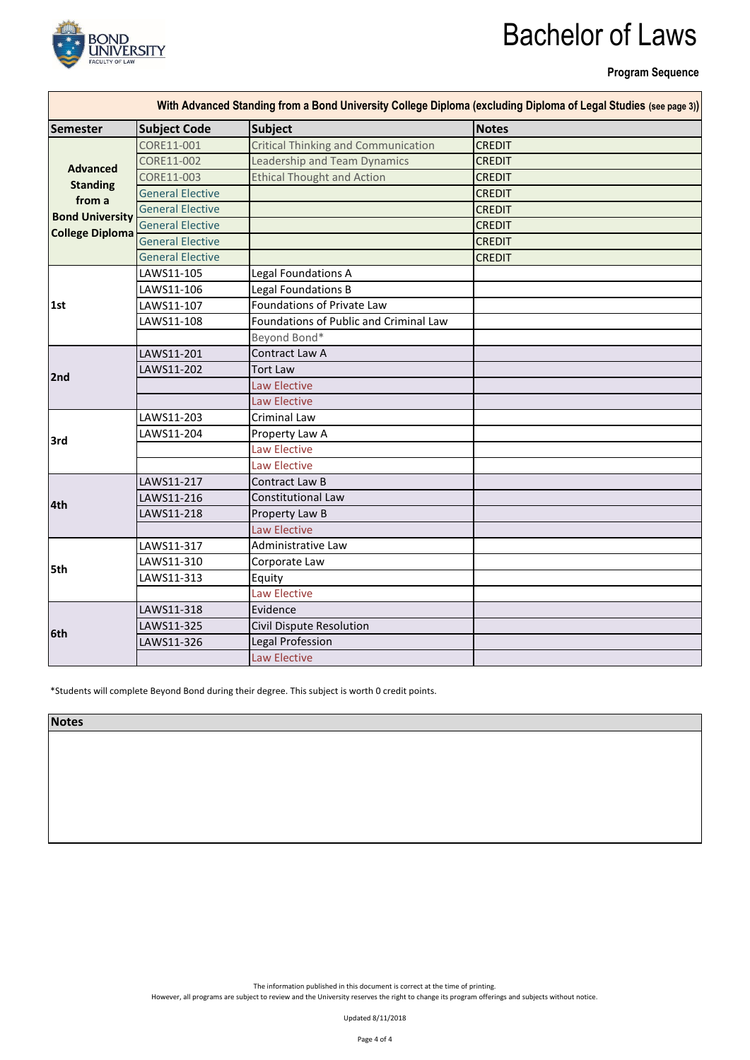# Bachelor of Laws

**Program Sequence**

| With Advanced Standing from a Bond University College Diploma (excluding Diploma of Legal Studies (see page 3)) | | | |
|---|---|---|---|
| **Semester** | **Subject Code** | **Subject** | **Notes** |
| **Advanced Standing from a Bond University College Diploma** | CORE11-001 | Critical Thinking and Communication | CREDIT |
| | CORE11-002 | Leadership and Team Dynamics | CREDIT |
| | CORE11-003 | Ethical Thought and Action | CREDIT |
| | General Elective | | CREDIT |
| | General Elective | | CREDIT |
| | General Elective | | CREDIT |
| | General Elective | | CREDIT |
| | General Elective | | CREDIT |
| 1st | LAWS11-105 | Legal Foundations A | |
| | LAWS11-106 | Legal Foundations B | |
| | LAWS11-107 | Foundations of Private Law | |
| | LAWS11-108 | Foundations of Public and Criminal Law | |
| | | Beyond Bond* | |
| 2nd | LAWS11-201 | Contract Law A | |
| | LAWS11-202 | Tort Law | |
| | | Law Elective | |
| | | Law Elective | |
| 3rd | LAWS11-203 | Criminal Law | |
| | LAWS11-204 | Property Law A | |
| | | Law Elective | |
| | | Law Elective | |
| 4th | LAWS11-217 | Contract Law B | |
| | LAWS11-216 | Constitutional Law | |
| | LAWS11-218 | Property Law B | |
| | | Law Elective | |
| 5th | LAWS11-317 | Administrative Law | |
| | LAWS11-310 | Corporate Law | |
| | LAWS11-313 | Equity | |
| | | Law Elective | |
| 6th | LAWS11-318 | Evidence | |
| | LAWS11-325 | Civil Dispute Resolution | |
| | LAWS11-326 | Legal Profession | |
| | | Law Elective | |

*Students will complete Beyond Bond during their degree. This subject is worth 0 credit points.

| **Notes** |
|---|
| |

The information published in this document is correct at the time of printing.
However, all programs are subject to review and the University reserves the right to change its program offerings and subjects without notice.

Updated 8/11/2018